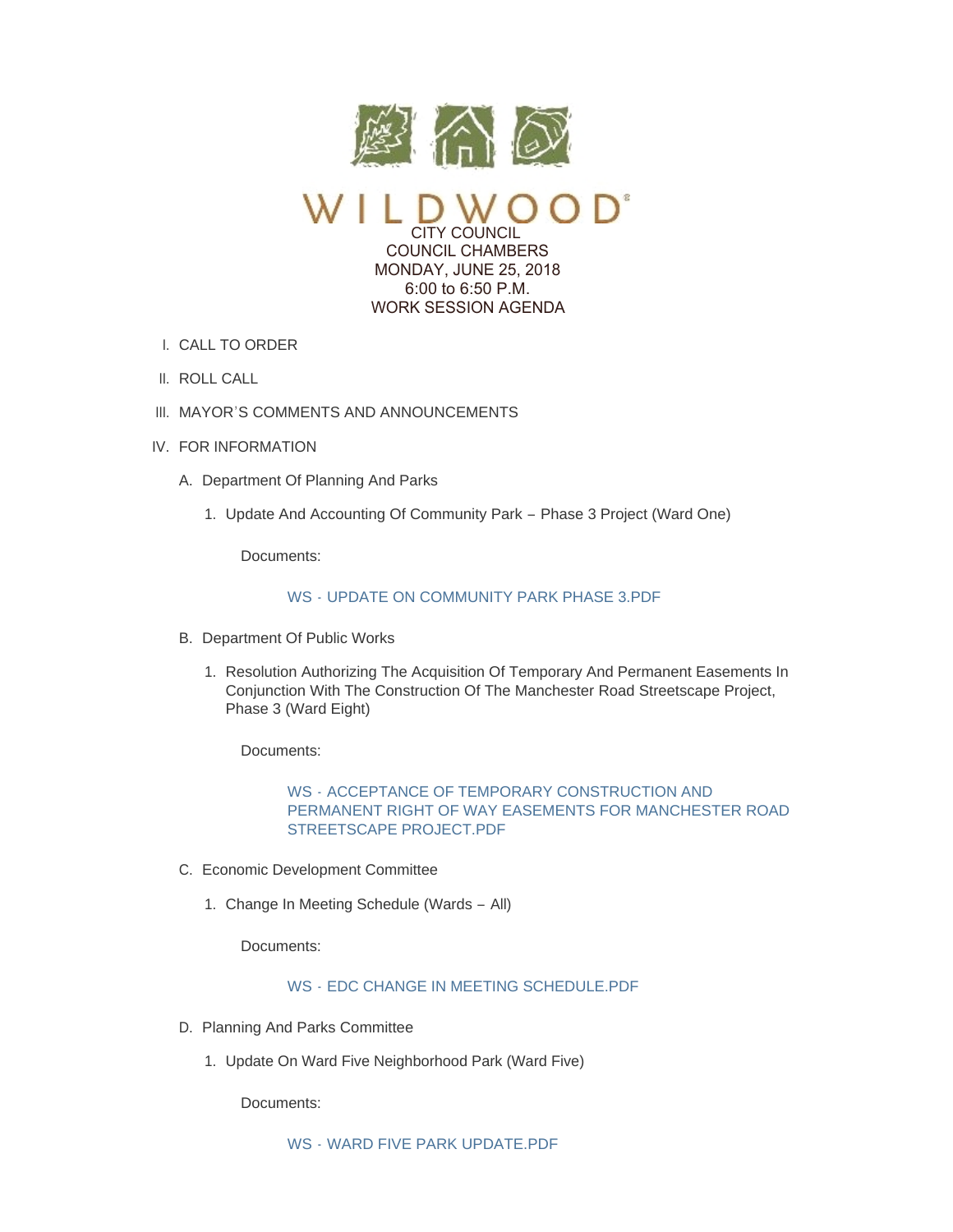# WILDWOOD®

CITY COUNCIL
COUNCIL CHAMBERS
MONDAY, JUNE 25, 2018
6:00 to 6:50 P.M.
WORK SESSION AGENDA

I. CALL TO ORDER

II. ROLL CALL

III. MAYOR'S COMMENTS AND ANNOUNCEMENTS

IV. FOR INFORMATION

A. Department Of Planning And Parks

1. Update And Accounting Of Community Park – Phase 3 Project (Ward One)

Documents:

WS - UPDATE ON COMMUNITY PARK PHASE 3.PDF

B. Department Of Public Works

1. Resolution Authorizing The Acquisition Of Temporary And Permanent Easements In Conjunction With The Construction Of The Manchester Road Streetscape Project, Phase 3 (Ward Eight)

Documents:

WS - ACCEPTANCE OF TEMPORARY CONSTRUCTION AND PERMANENT RIGHT OF WAY EASEMENTS FOR MANCHESTER ROAD STREETSCAPE PROJECT.PDF

C. Economic Development Committee

1. Change In Meeting Schedule (Wards – All)

Documents:

WS - EDC CHANGE IN MEETING SCHEDULE.PDF

D. Planning And Parks Committee

1. Update On Ward Five Neighborhood Park (Ward Five)

Documents:

WS - WARD FIVE PARK UPDATE.PDF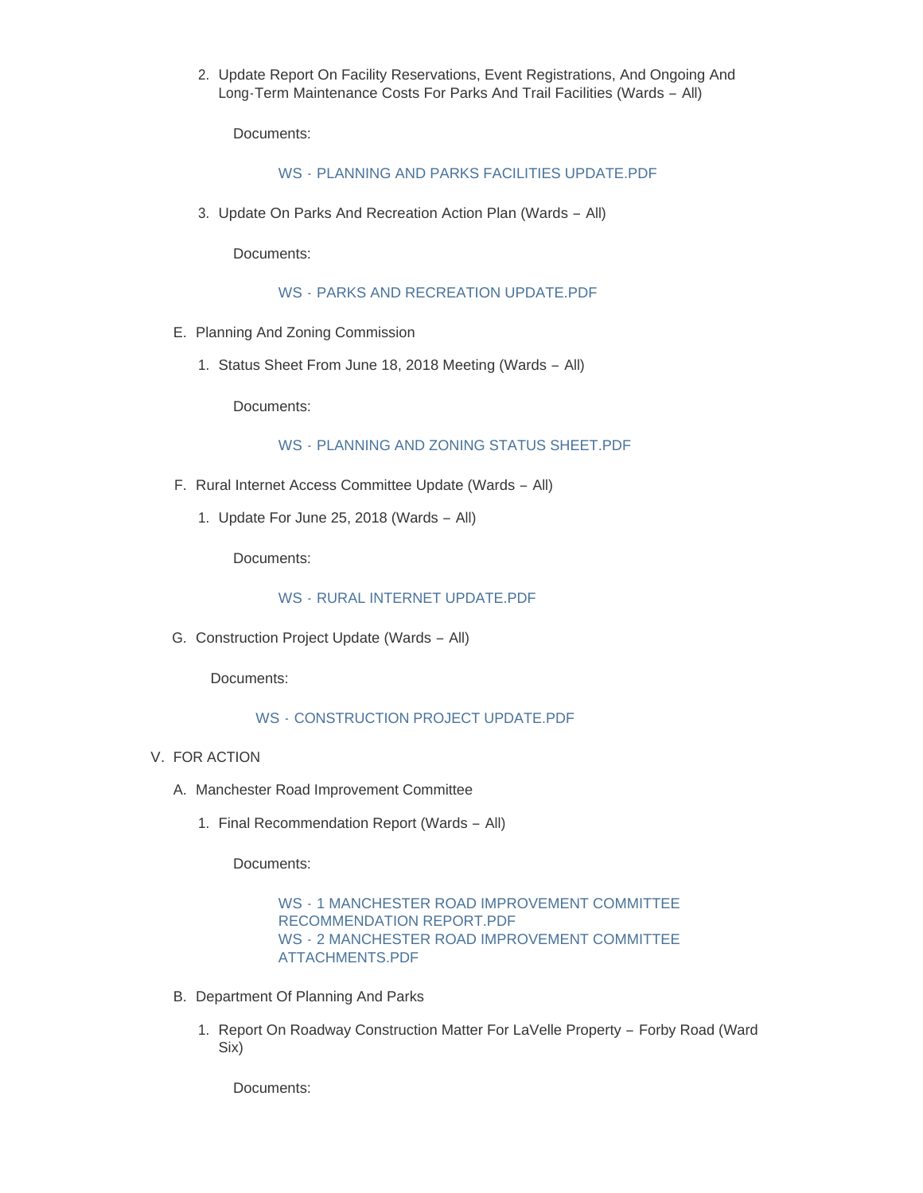2. Update Report On Facility Reservations, Event Registrations, And Ongoing And Long-Term Maintenance Costs For Parks And Trail Facilities (Wards – All)

   Documents:

   WS - PLANNING AND PARKS FACILITIES UPDATE.PDF

3. Update On Parks And Recreation Action Plan (Wards – All)

   Documents:

   WS - PARKS AND RECREATION UPDATE.PDF

E. Planning And Zoning Commission

   1. Status Sheet From June 18, 2018 Meeting (Wards – All)

      Documents:

      WS - PLANNING AND ZONING STATUS SHEET.PDF

F. Rural Internet Access Committee Update (Wards – All)

   1. Update For June 25, 2018 (Wards – All)

      Documents:

      WS - RURAL INTERNET UPDATE.PDF

G. Construction Project Update (Wards – All)

   Documents:

   WS - CONSTRUCTION PROJECT UPDATE.PDF

V. FOR ACTION

   A. Manchester Road Improvement Committee

      1. Final Recommendation Report (Wards – All)

         Documents:

         WS - 1 MANCHESTER ROAD IMPROVEMENT COMMITTEE RECOMMENDATION REPORT.PDF
         WS - 2 MANCHESTER ROAD IMPROVEMENT COMMITTEE ATTACHMENTS.PDF

   B. Department Of Planning And Parks

      1. Report On Roadway Construction Matter For LaVelle Property – Forby Road (Ward Six)

         Documents: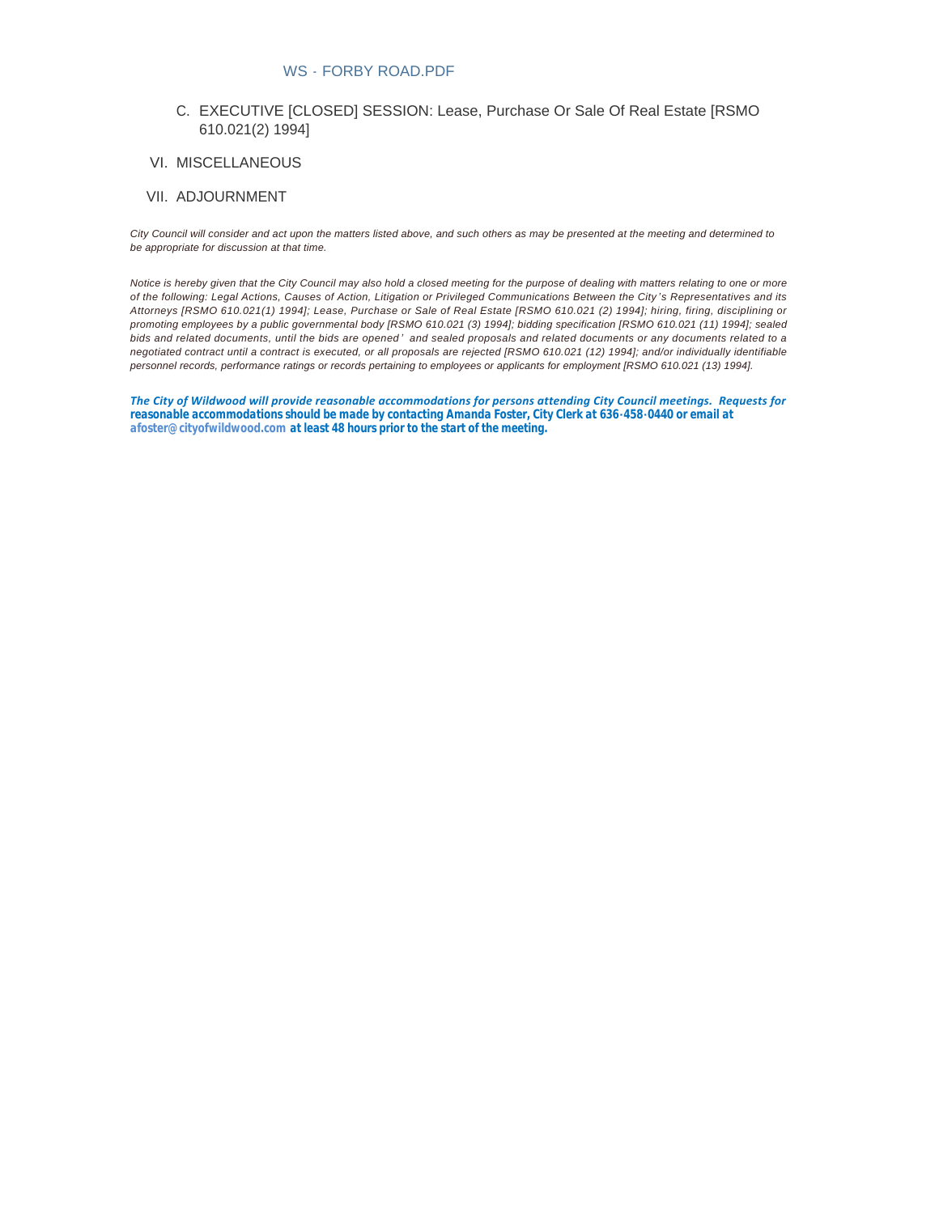WS - FORBY ROAD.PDF

C. EXECUTIVE [CLOSED] SESSION: Lease, Purchase Or Sale Of Real Estate [RSMO 610.021(2) 1994]

VI. MISCELLANEOUS

VII. ADJOURNMENT

*City Council will consider and act upon the matters listed above, and such others as may be presented at the meeting and determined to be appropriate for discussion at that time.*

*Notice is hereby given that the City Council may also hold a closed meeting for the purpose of dealing with matters relating to one or more of the following: Legal Actions, Causes of Action, Litigation or Privileged Communications Between the City's Representatives and its Attorneys [RSMO 610.021(1) 1994]; Lease, Purchase or Sale of Real Estate [RSMO 610.021 (2) 1994]; hiring, firing, disciplining or promoting employees by a public governmental body [RSMO 610.021 (3) 1994]; bidding specification [RSMO 610.021 (11) 1994]; sealed bids and related documents, until the bids are opened' and sealed proposals and related documents or any documents related to a negotiated contract until a contract is executed, or all proposals are rejected [RSMO 610.021 (12) 1994]; and/or individually identifiable personnel records, performance ratings or records pertaining to employees or applicants for employment [RSMO 610.021 (13) 1994].*

***The City of Wildwood will provide reasonable accommodations for persons attending City Council meetings. Requests for* reasonable accommodations should be made by contacting Amanda Foster, City Clerk at 636-458-0440 or email at afoster@cityofwildwood.com at least 48 hours prior to the start of the meeting.**